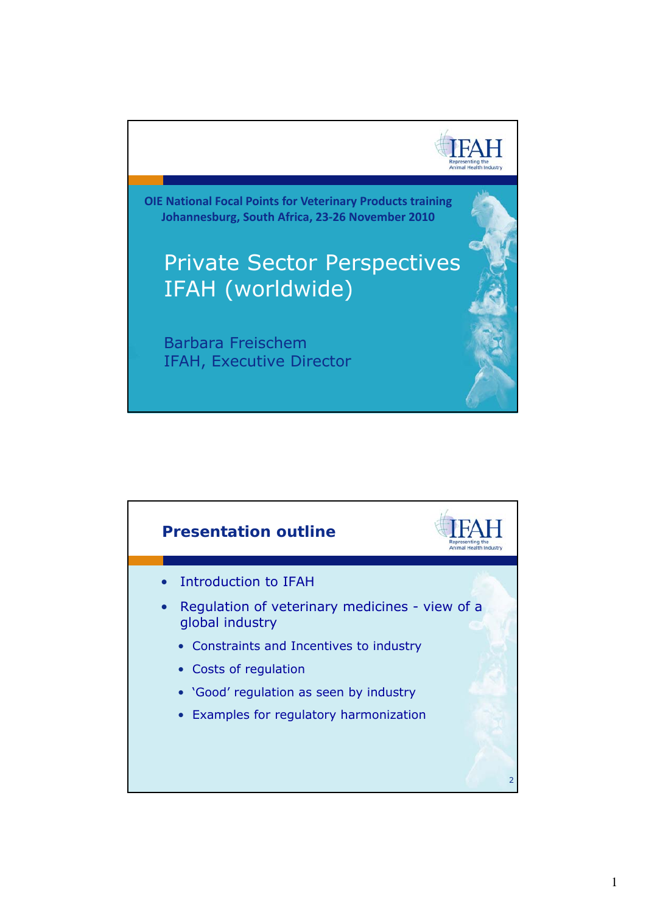OIE National Focal Points for Veterinary Products training
Johannesburg, South Africa, 23-26 November 2010

# Private Sector Perspectives IFAH (worldwide)

Barbara Freischem
IFAH, Executive Director

## Presentation outline

- Introduction to IFAH
- Regulation of veterinary medicines - view of a global industry
  - Constraints and Incentives to industry
  - Costs of regulation
  - 'Good' regulation as seen by industry
  - Examples for regulatory harmonization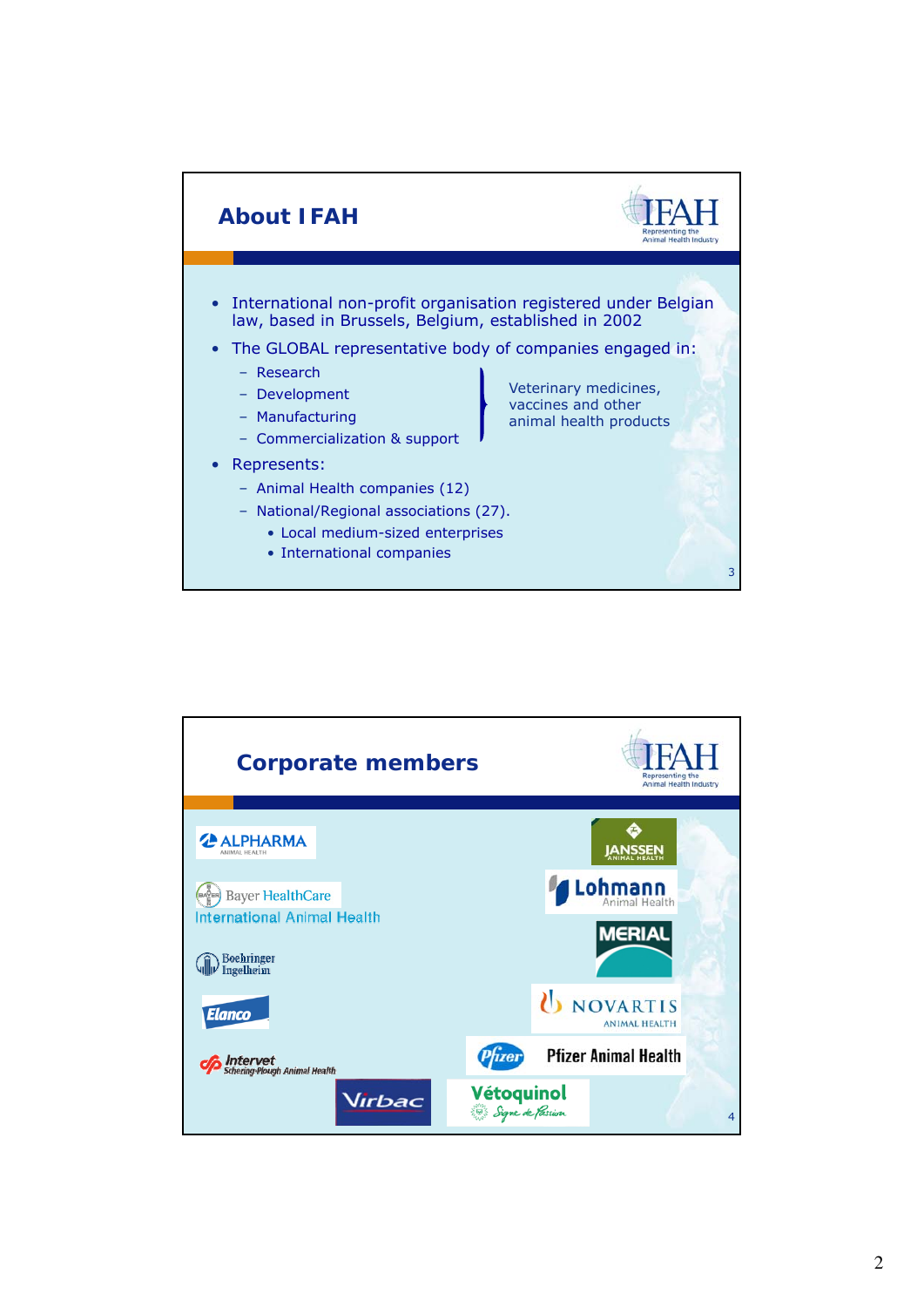## About IFAH

- International non-profit organisation registered under Belgian law, based in Brussels, Belgium, established in 2002
- The GLOBAL representative body of companies engaged in:
  - Research
  - Development
  - Manufacturing
  - Commercialization & support

  } Veterinary medicines, vaccines and other animal health products
- Represents:
  - Animal Health companies (12)
  - National/Regional associations (27).
    - Local medium-sized enterprises
    - International companies

## Corporate members

ALPHARMA ANIMAL HEALTH

Bayer HealthCare International Animal Health

Boehringer Ingelheim

Elanco

Intervet Schering-Plough Animal Health

Virbac

JANSSEN ANIMAL HEALTH

Lohmann Animal Health

MERIAL

NOVARTIS ANIMAL HEALTH

Pfizer Animal Health

Vétoquinol Signe de Passion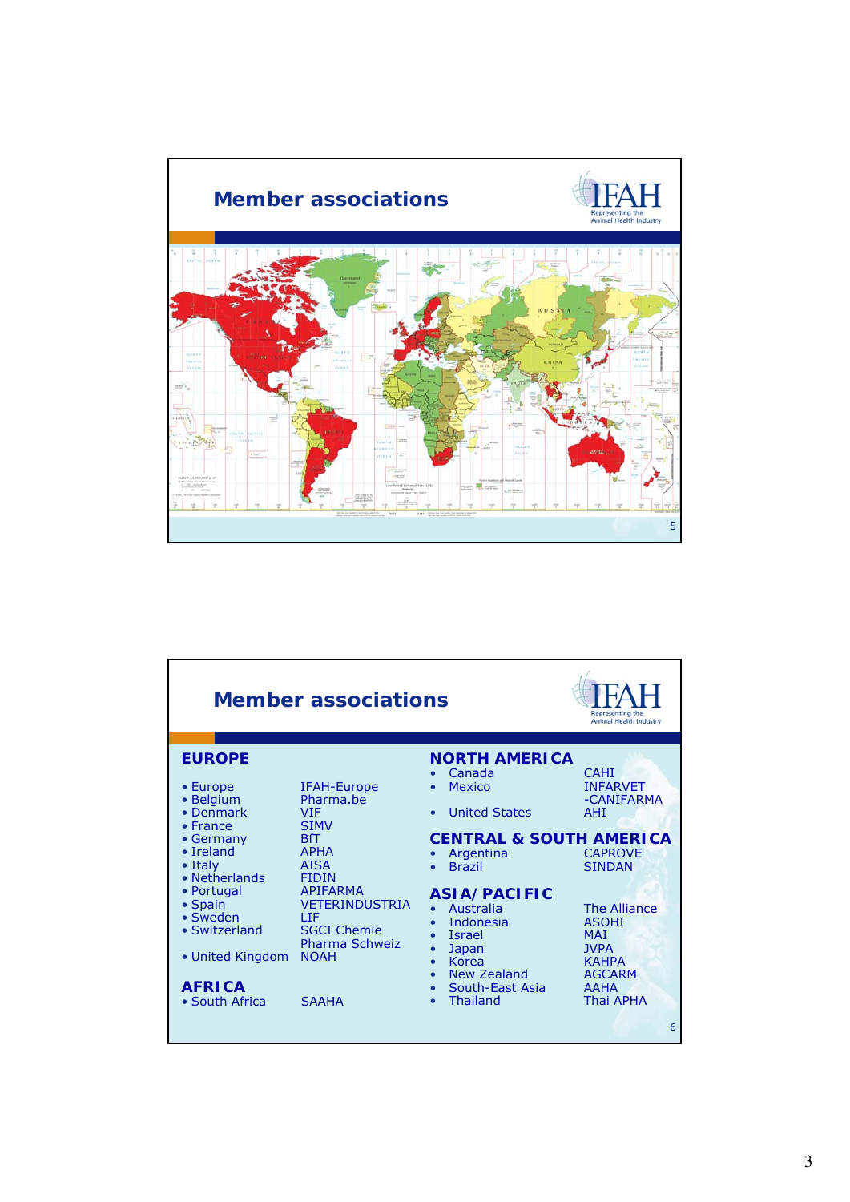## Member associations

IFAH
Representing the Animal Health Industry

## Member associations

IFAH
Representing the Animal Health Industry

### EUROPE

- Europe — IFAH-Europe
- Belgium — Pharma.be
- Denmark — VIF
- France — SIMV
- Germany — BfT
- Ireland — APHA
- Italy — AISA
- Netherlands — FIDIN
- Portugal — APIFARMA
- Spain — VETERINDUSTRIA
- Sweden — LIF
- Switzerland — SGCI Chemie Pharma Schweiz
- United Kingdom — NOAH

### AFRICA

- South Africa — SAAHA

### NORTH AMERICA

- Canada — CAHI
- Mexico — INFARVET -CANIFARMA
- United States — AHI

### CENTRAL & SOUTH AMERICA

- Argentina — CAPROVE
- Brazil — SINDAN

### ASIA/PACIFIC

- Australia — The Alliance
- Indonesia — ASOHI
- Israel — MAI
- Japan — JVPA
- Korea — KAHPA
- New Zealand — AGCARM
- South-East Asia — AAHA
- Thailand — Thai APHA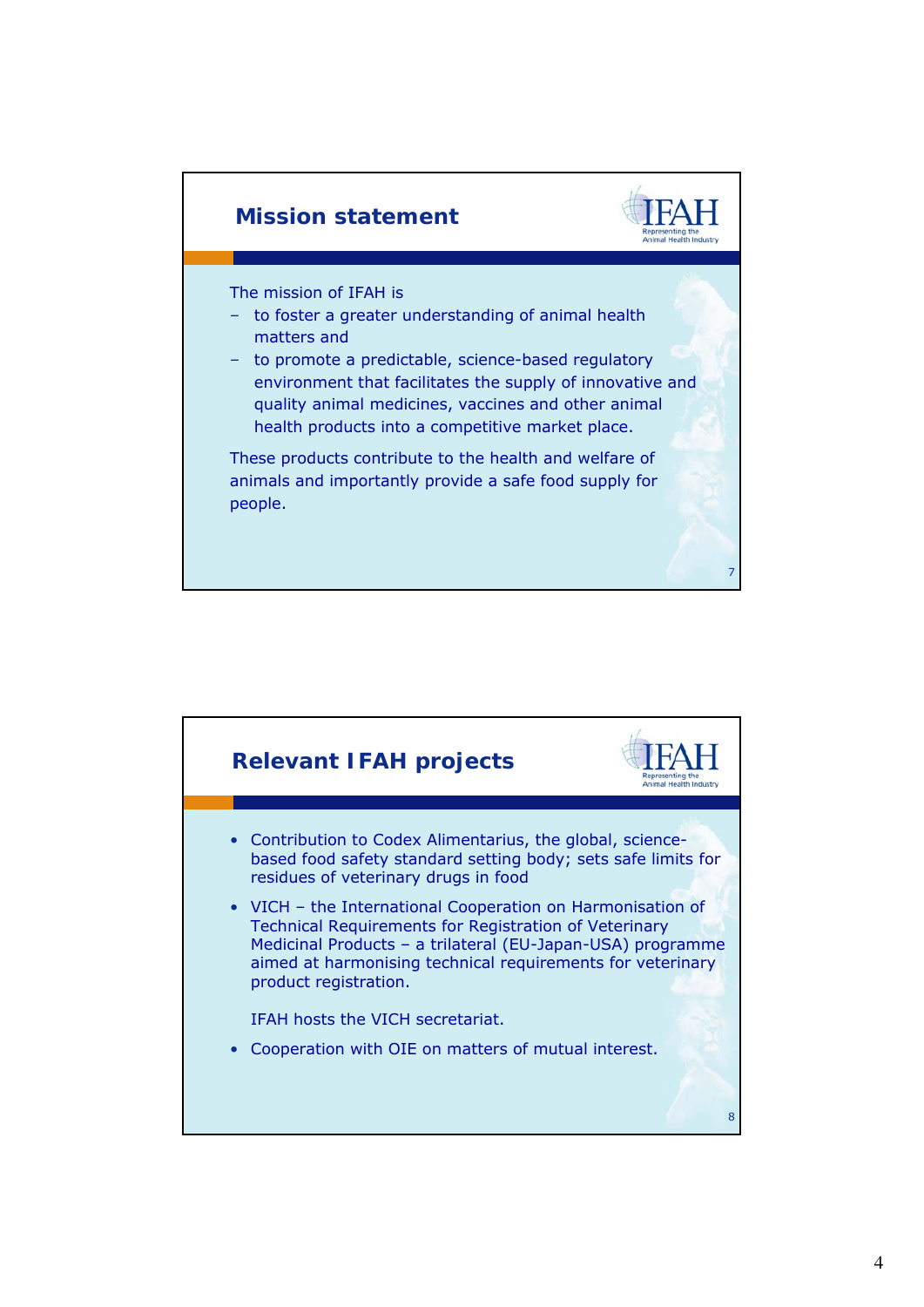## Mission statement

The mission of IFAH is

- to foster a greater understanding of animal health matters and
- to promote a predictable, science-based regulatory environment that facilitates the supply of innovative and quality animal medicines, vaccines and other animal health products into a competitive market place.

These products contribute to the health and welfare of animals and importantly provide a safe food supply for people.

## Relevant IFAH projects

- Contribution to Codex Alimentarius, the global, science-based food safety standard setting body; sets safe limits for residues of veterinary drugs in food
- VICH – the International Cooperation on Harmonisation of Technical Requirements for Registration of Veterinary Medicinal Products – a trilateral (EU-Japan-USA) programme aimed at harmonising technical requirements for veterinary product registration.

  IFAH hosts the VICH secretariat.
- Cooperation with OIE on matters of mutual interest.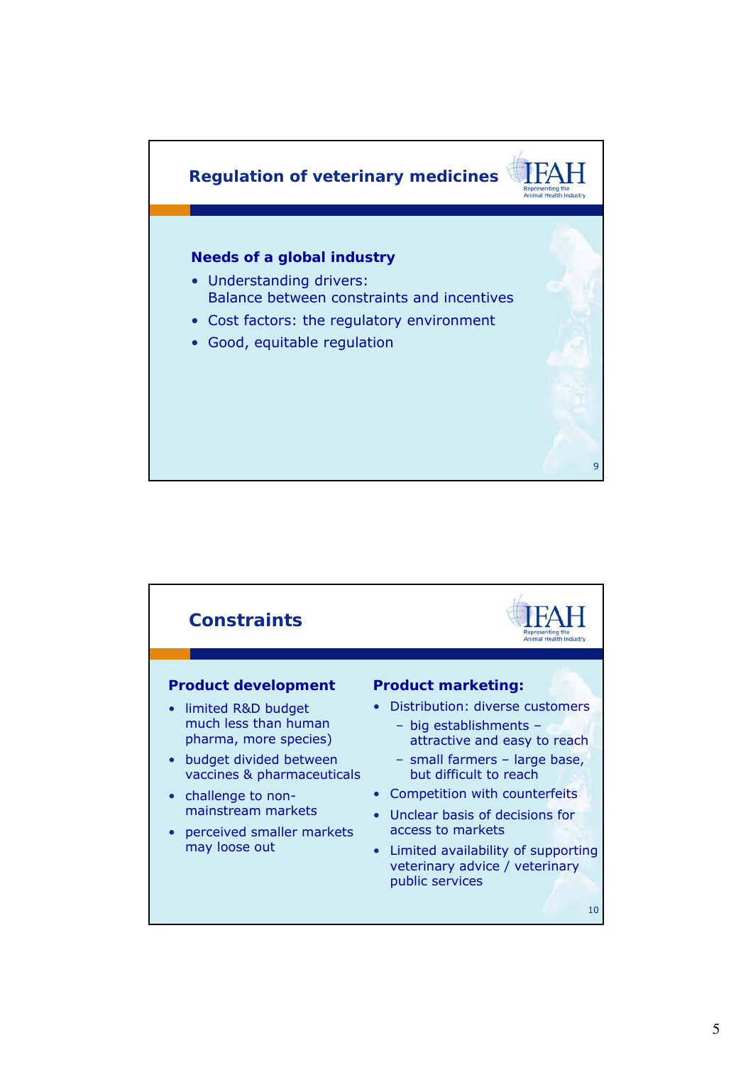## Regulation of veterinary medicines

IFAH
Representing the Animal Health Industry

### Needs of a global industry

- Understanding drivers:
  Balance between constraints and incentives
- Cost factors: the regulatory environment
- Good, equitable regulation

## Constraints

IFAH
Representing the Animal Health Industry

### Product development

- limited R&D budget much less than human pharma, more species)
- budget divided between vaccines & pharmaceuticals
- challenge to non-mainstream markets
- perceived smaller markets may loose out

### Product marketing:

- Distribution: diverse customers
  - big establishments – attractive and easy to reach
  - small farmers – large base, but difficult to reach
- Competition with counterfeits
- Unclear basis of decisions for access to markets
- Limited availability of supporting veterinary advice / veterinary public services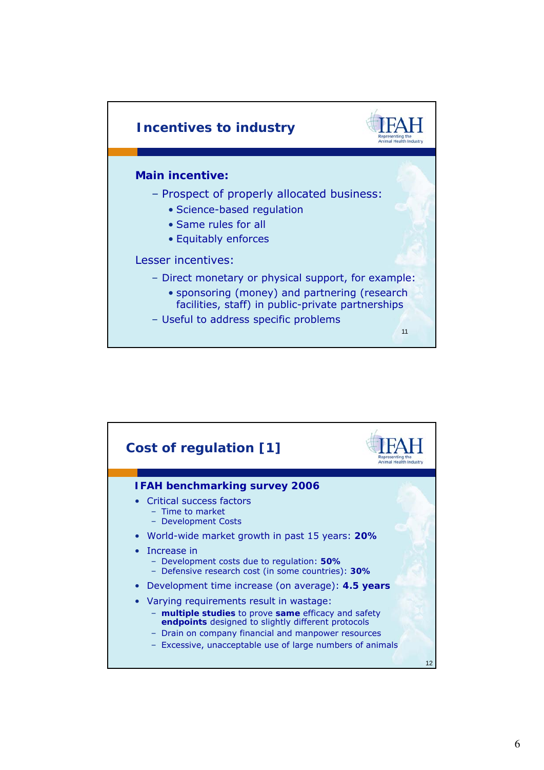## Incentives to industry

**Main incentive:**

- Prospect of properly allocated business:
  - Science-based regulation
  - Same rules for all
  - Equitably enforces

Lesser incentives:

- Direct monetary or physical support, for example:
  - sponsoring (money) and partnering (research facilities, staff) in public-private partnerships
- Useful to address specific problems

## Cost of regulation [1]

**IFAH benchmarking survey 2006**

- Critical success factors
  - Time to market
  - Development Costs
- World-wide market growth in past 15 years: **20%**
- Increase in
  - Development costs due to regulation: **50%**
  - Defensive research cost (in some countries): **30%**
- Development time increase (on average): **4.5 years**
- Varying requirements result in wastage:
  - **multiple studies** to prove **same** efficacy and safety **endpoints** designed to slightly different protocols
  - Drain on company financial and manpower resources
  - Excessive, unacceptable use of large numbers of animals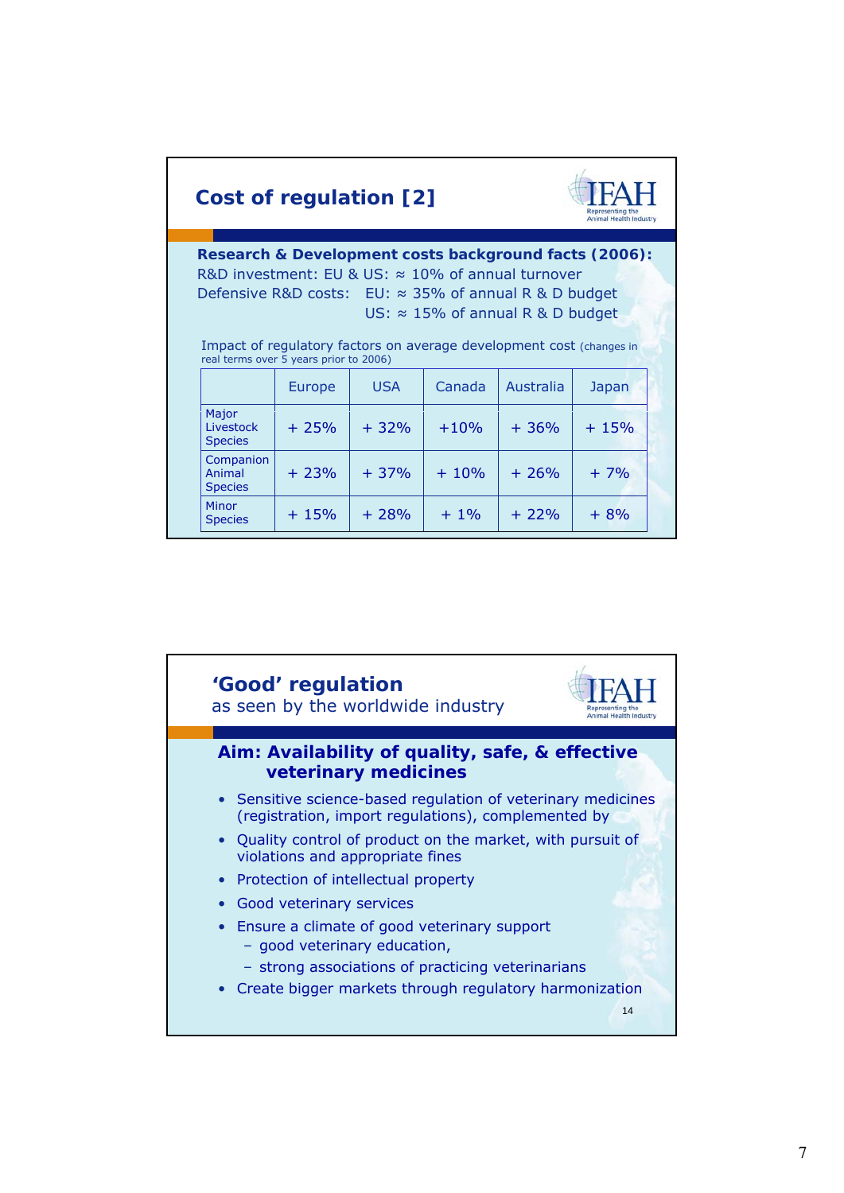## Cost of regulation [2]

IFAH
Representing the Animal Health Industry

**Research & Development costs background facts (2006):**

R&D investment: EU & US: ≈ 10% of annual turnover

Defensive R&D costs: EU: ≈ 35% of annual R & D budget

US: ≈ 15% of annual R & D budget

Impact of regulatory factors on average development cost (changes in real terms over 5 years prior to 2006)

| | Europe | USA | Canada | Australia | Japan |
|---|---|---|---|---|---|
| Major Livestock Species | + 25% | + 32% | +10% | + 36% | + 15% |
| Companion Animal Species | + 23% | + 37% | + 10% | + 26% | + 7% |
| Minor Species | + 15% | + 28% | + 1% | + 22% | + 8% |

## 'Good' regulation

as seen by the worldwide industry

IFAH
Representing the Animal Health Industry

**Aim: Availability of quality, safe, & effective veterinary medicines**

- Sensitive science-based regulation of veterinary medicines (registration, import regulations), complemented by
- Quality control of product on the market, with pursuit of violations and appropriate fines
- Protection of intellectual property
- Good veterinary services
- Ensure a climate of good veterinary support
  - good veterinary education,
  - strong associations of practicing veterinarians
- Create bigger markets through regulatory harmonization

14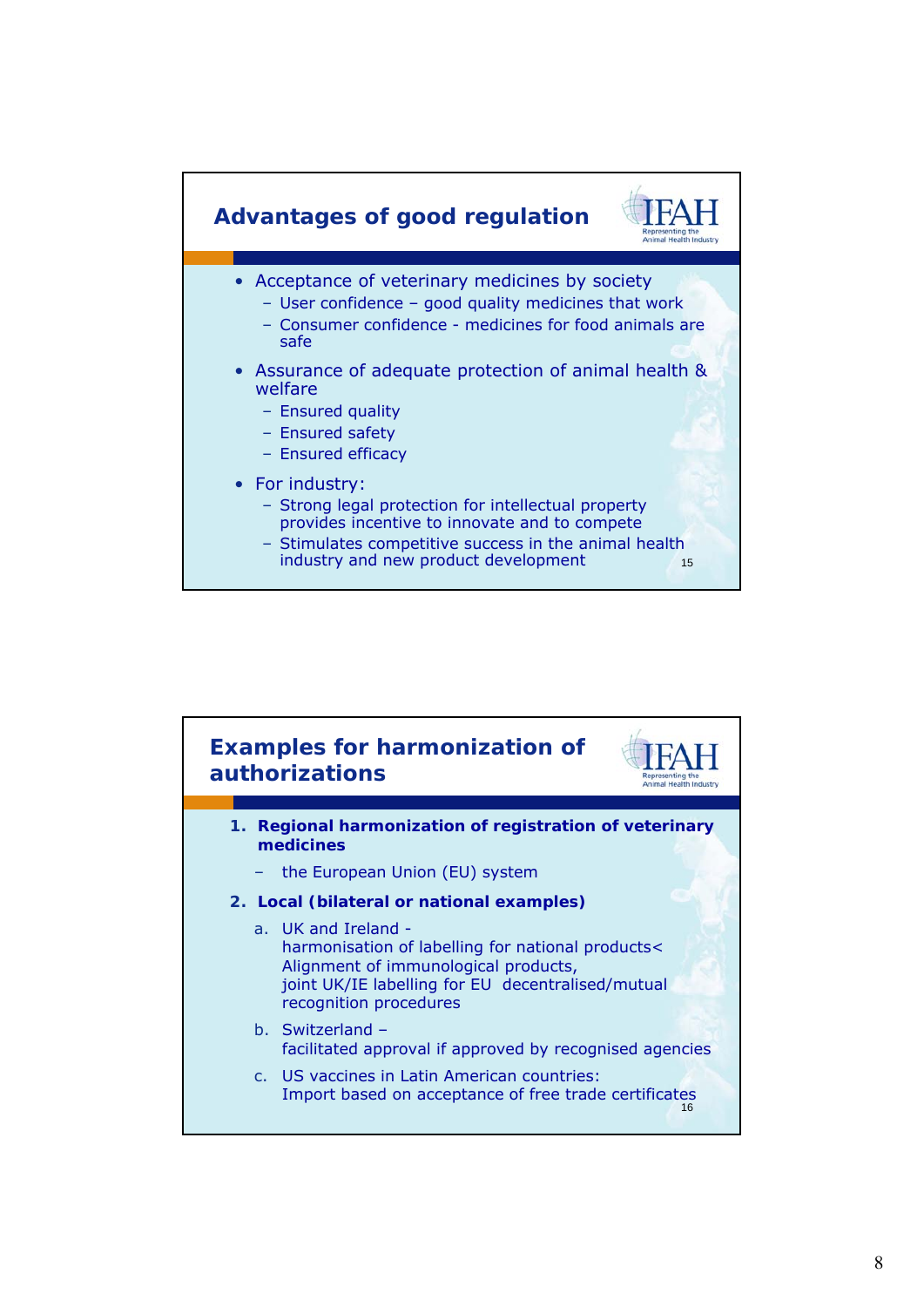## Advantages of good regulation

- Acceptance of veterinary medicines by society
  - User confidence – good quality medicines that work
  - Consumer confidence - medicines for food animals are safe
- Assurance of adequate protection of animal health & welfare
  - Ensured quality
  - Ensured safety
  - Ensured efficacy
- For industry:
  - Strong legal protection for intellectual property provides incentive to innovate and to compete
  - Stimulates competitive success in the animal health industry and new product development

## Examples for harmonization of authorizations

1. **Regional harmonization of registration of veterinary medicines**
   - the European Union (EU) system
2. **Local (bilateral or national examples)**
   a. UK and Ireland -
      harmonisation of labelling for national products<
      Alignment of immunological products,
      joint UK/IE labelling for EU decentralised/mutual recognition procedures
   b. Switzerland –
      facilitated approval if approved by recognised agencies
   c. US vaccines in Latin American countries:
      Import based on acceptance of free trade certificates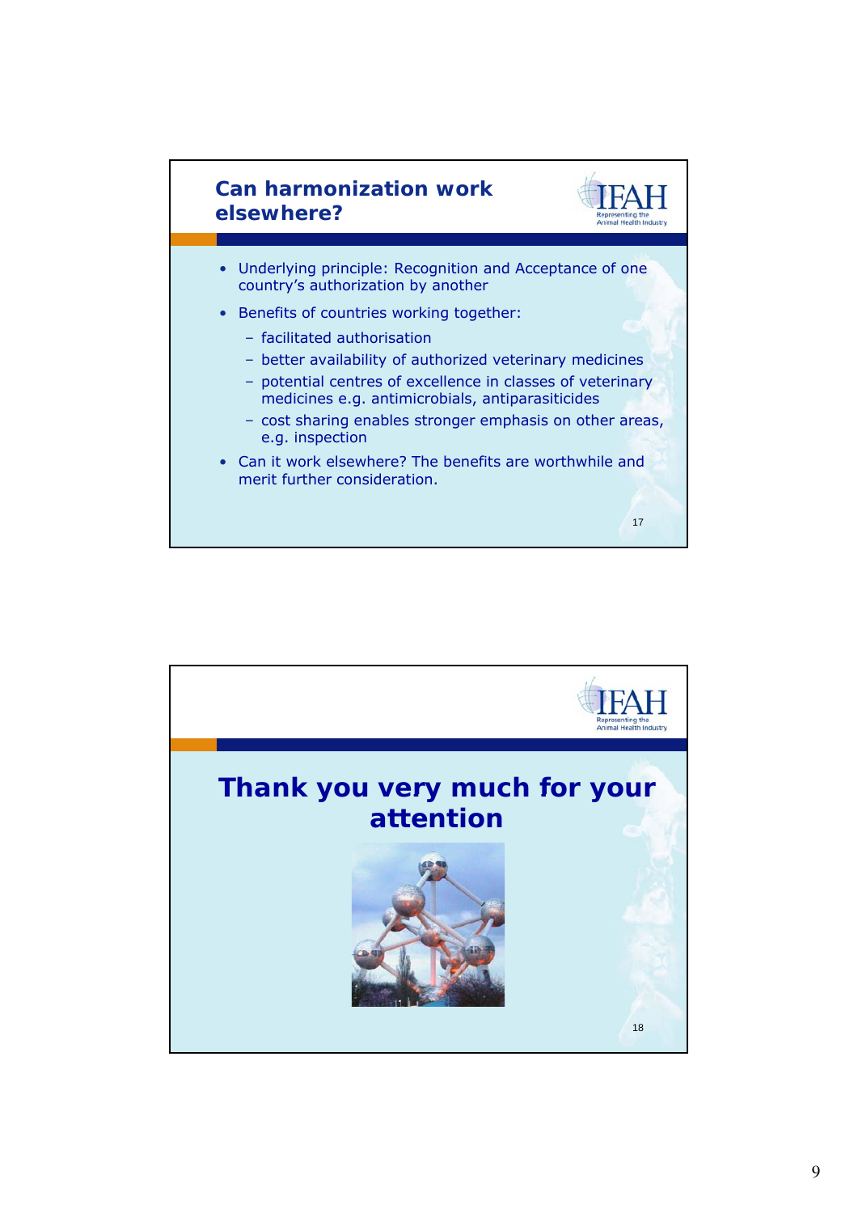## Can harmonization work elsewhere?

- Underlying principle: Recognition and Acceptance of one country's authorization by another
- Benefits of countries working together:
  - facilitated authorisation
  - better availability of authorized veterinary medicines
  - potential centres of excellence in classes of veterinary medicines e.g. antimicrobials, antiparasiticides
  - cost sharing enables stronger emphasis on other areas, e.g. inspection
- Can it work elsewhere? The benefits are worthwhile and merit further consideration.

## Thank you very much for your attention